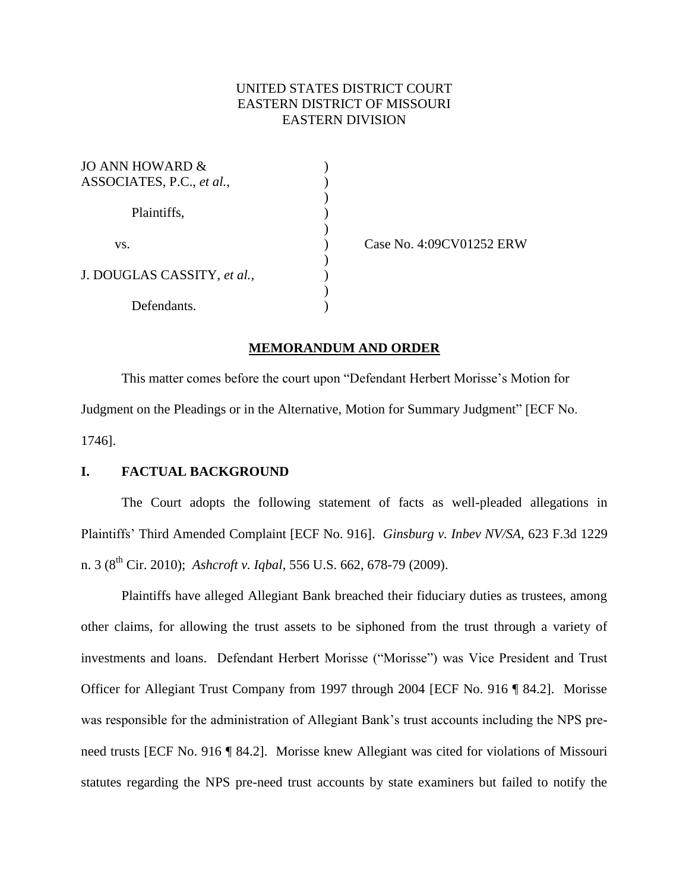UNITED STATES DISTRICT COURT
EASTERN DISTRICT OF MISSOURI
EASTERN DIVISION

| | | |
|---|---|---|
| JO ANN HOWARD & ASSOCIATES, P.C., *et al.*, | ) | |
| Plaintiffs, | ) | |
| vs. | ) | Case No. 4:09CV01252 ERW |
| J. DOUGLAS CASSITY, *et al.*, | ) | |
| Defendants. | ) | |

**MEMORANDUM AND ORDER**

This matter comes before the court upon "Defendant Herbert Morisse's Motion for Judgment on the Pleadings or in the Alternative, Motion for Summary Judgment" [ECF No. 1746].

## I. FACTUAL BACKGROUND

The Court adopts the following statement of facts as well-pleaded allegations in Plaintiffs' Third Amended Complaint [ECF No. 916]. *Ginsburg v. Inbev NV/SA*, 623 F.3d 1229 n. 3 (8th Cir. 2010); *Ashcroft v. Iqbal*, 556 U.S. 662, 678-79 (2009).

Plaintiffs have alleged Allegiant Bank breached their fiduciary duties as trustees, among other claims, for allowing the trust assets to be siphoned from the trust through a variety of investments and loans. Defendant Herbert Morisse ("Morisse") was Vice President and Trust Officer for Allegiant Trust Company from 1997 through 2004 [ECF No. 916 ¶ 84.2]. Morisse was responsible for the administration of Allegiant Bank's trust accounts including the NPS pre-need trusts [ECF No. 916 ¶ 84.2]. Morisse knew Allegiant was cited for violations of Missouri statutes regarding the NPS pre-need trust accounts by state examiners but failed to notify the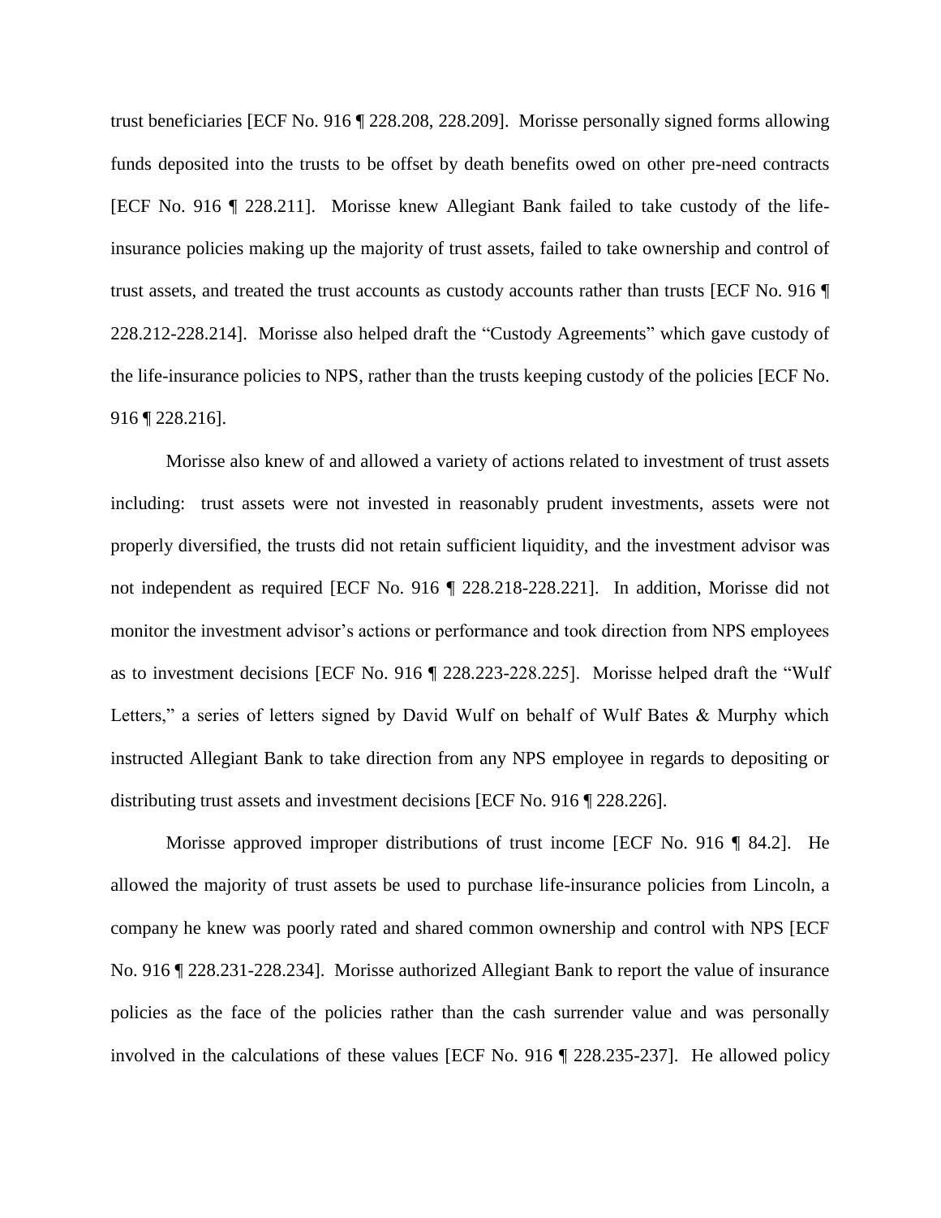trust beneficiaries [ECF No. 916 ¶ 228.208, 228.209]. Morisse personally signed forms allowing funds deposited into the trusts to be offset by death benefits owed on other pre-need contracts [ECF No. 916 ¶ 228.211]. Morisse knew Allegiant Bank failed to take custody of the life-insurance policies making up the majority of trust assets, failed to take ownership and control of trust assets, and treated the trust accounts as custody accounts rather than trusts [ECF No. 916 ¶ 228.212-228.214]. Morisse also helped draft the "Custody Agreements" which gave custody of the life-insurance policies to NPS, rather than the trusts keeping custody of the policies [ECF No. 916 ¶ 228.216].

Morisse also knew of and allowed a variety of actions related to investment of trust assets including: trust assets were not invested in reasonably prudent investments, assets were not properly diversified, the trusts did not retain sufficient liquidity, and the investment advisor was not independent as required [ECF No. 916 ¶ 228.218-228.221]. In addition, Morisse did not monitor the investment advisor's actions or performance and took direction from NPS employees as to investment decisions [ECF No. 916 ¶ 228.223-228.225]. Morisse helped draft the "Wulf Letters," a series of letters signed by David Wulf on behalf of Wulf Bates & Murphy which instructed Allegiant Bank to take direction from any NPS employee in regards to depositing or distributing trust assets and investment decisions [ECF No. 916 ¶ 228.226].

Morisse approved improper distributions of trust income [ECF No. 916 ¶ 84.2]. He allowed the majority of trust assets be used to purchase life-insurance policies from Lincoln, a company he knew was poorly rated and shared common ownership and control with NPS [ECF No. 916 ¶ 228.231-228.234]. Morisse authorized Allegiant Bank to report the value of insurance policies as the face of the policies rather than the cash surrender value and was personally involved in the calculations of these values [ECF No. 916 ¶ 228.235-237]. He allowed policy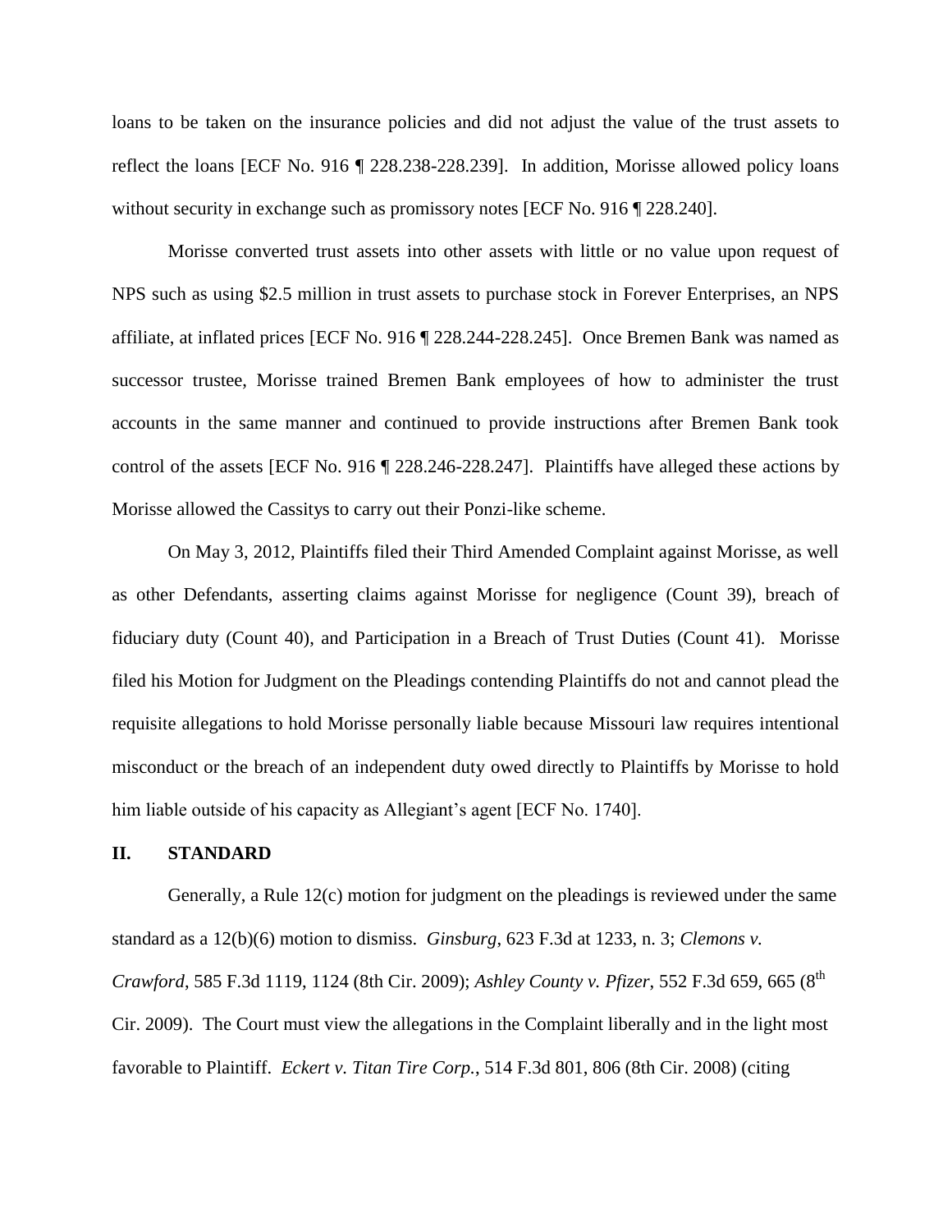loans to be taken on the insurance policies and did not adjust the value of the trust assets to reflect the loans [ECF No. 916 ¶ 228.238-228.239]. In addition, Morisse allowed policy loans without security in exchange such as promissory notes [ECF No. 916 ¶ 228.240].

Morisse converted trust assets into other assets with little or no value upon request of NPS such as using $2.5 million in trust assets to purchase stock in Forever Enterprises, an NPS affiliate, at inflated prices [ECF No. 916 ¶ 228.244-228.245]. Once Bremen Bank was named as successor trustee, Morisse trained Bremen Bank employees of how to administer the trust accounts in the same manner and continued to provide instructions after Bremen Bank took control of the assets [ECF No. 916 ¶ 228.246-228.247]. Plaintiffs have alleged these actions by Morisse allowed the Cassitys to carry out their Ponzi-like scheme.

On May 3, 2012, Plaintiffs filed their Third Amended Complaint against Morisse, as well as other Defendants, asserting claims against Morisse for negligence (Count 39), breach of fiduciary duty (Count 40), and Participation in a Breach of Trust Duties (Count 41). Morisse filed his Motion for Judgment on the Pleadings contending Plaintiffs do not and cannot plead the requisite allegations to hold Morisse personally liable because Missouri law requires intentional misconduct or the breach of an independent duty owed directly to Plaintiffs by Morisse to hold him liable outside of his capacity as Allegiant's agent [ECF No. 1740].

## II. STANDARD

Generally, a Rule 12(c) motion for judgment on the pleadings is reviewed under the same standard as a 12(b)(6) motion to dismiss. *Ginsburg*, 623 F.3d at 1233, n. 3; *Clemons v. Crawford*, 585 F.3d 1119, 1124 (8th Cir. 2009); *Ashley County v. Pfizer*, 552 F.3d 659, 665 (8th Cir. 2009). The Court must view the allegations in the Complaint liberally and in the light most favorable to Plaintiff. *Eckert v. Titan Tire Corp.*, 514 F.3d 801, 806 (8th Cir. 2008) (citing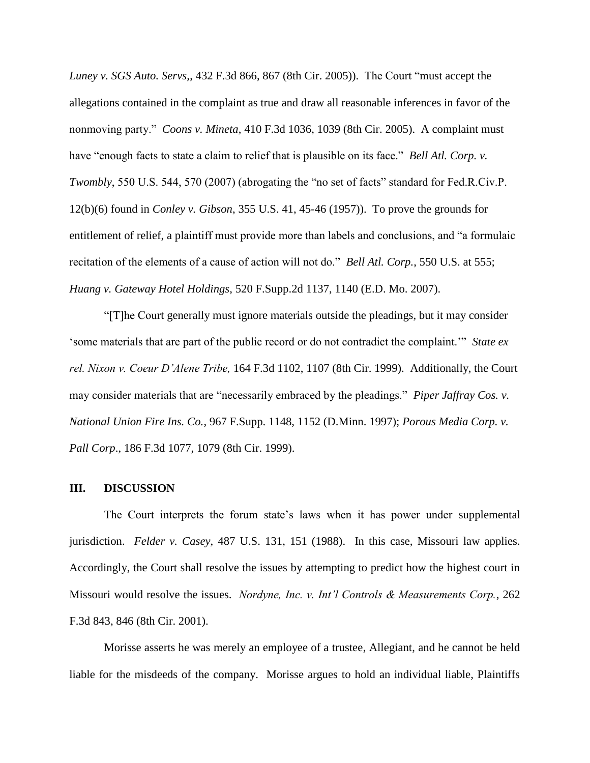*Luney v. SGS Auto. Servs*,, 432 F.3d 866, 867 (8th Cir. 2005)). The Court "must accept the allegations contained in the complaint as true and draw all reasonable inferences in favor of the nonmoving party." *Coons v. Mineta*, 410 F.3d 1036, 1039 (8th Cir. 2005). A complaint must have "enough facts to state a claim to relief that is plausible on its face." *Bell Atl. Corp. v. Twombly*, 550 U.S. 544, 570 (2007) (abrogating the "no set of facts" standard for Fed.R.Civ.P. 12(b)(6) found in *Conley v. Gibson*, 355 U.S. 41, 45-46 (1957)). To prove the grounds for entitlement of relief, a plaintiff must provide more than labels and conclusions, and "a formulaic recitation of the elements of a cause of action will not do." *Bell Atl. Corp.*, 550 U.S. at 555; *Huang v. Gateway Hotel Holdings*, 520 F.Supp.2d 1137, 1140 (E.D. Mo. 2007).

"[T]he Court generally must ignore materials outside the pleadings, but it may consider 'some materials that are part of the public record or do not contradict the complaint.'" *State ex rel. Nixon v. Coeur D'Alene Tribe,* 164 F.3d 1102, 1107 (8th Cir. 1999). Additionally, the Court may consider materials that are "necessarily embraced by the pleadings." *Piper Jaffray Cos. v. National Union Fire Ins. Co.*, 967 F.Supp. 1148, 1152 (D.Minn. 1997); *Porous Media Corp. v. Pall Corp*., 186 F.3d 1077, 1079 (8th Cir. 1999).

## III. DISCUSSION

The Court interprets the forum state's laws when it has power under supplemental jurisdiction. *Felder v. Casey*, 487 U.S. 131, 151 (1988). In this case, Missouri law applies. Accordingly, the Court shall resolve the issues by attempting to predict how the highest court in Missouri would resolve the issues. *Nordyne, Inc. v. Int'l Controls & Measurements Corp.*, 262 F.3d 843, 846 (8th Cir. 2001).

Morisse asserts he was merely an employee of a trustee, Allegiant, and he cannot be held liable for the misdeeds of the company. Morisse argues to hold an individual liable, Plaintiffs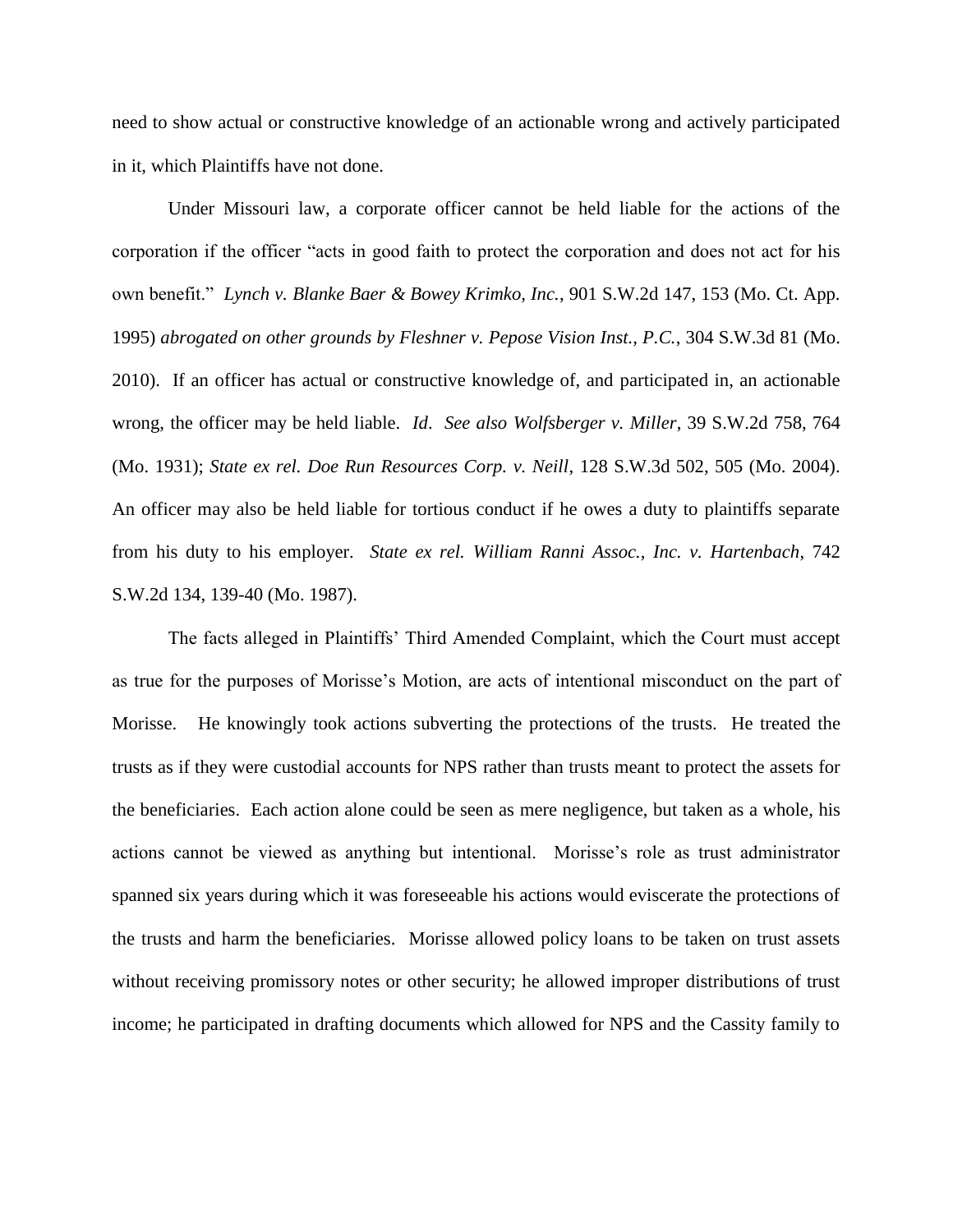need to show actual or constructive knowledge of an actionable wrong and actively participated in it, which Plaintiffs have not done.

Under Missouri law, a corporate officer cannot be held liable for the actions of the corporation if the officer "acts in good faith to protect the corporation and does not act for his own benefit." *Lynch v. Blanke Baer & Bowey Krimko, Inc.*, 901 S.W.2d 147, 153 (Mo. Ct. App. 1995) *abrogated on other grounds by Fleshner v. Pepose Vision Inst., P.C.*, 304 S.W.3d 81 (Mo. 2010). If an officer has actual or constructive knowledge of, and participated in, an actionable wrong, the officer may be held liable. *Id*. *See also Wolfsberger v. Miller*, 39 S.W.2d 758, 764 (Mo. 1931); *State ex rel. Doe Run Resources Corp. v. Neill*, 128 S.W.3d 502, 505 (Mo. 2004). An officer may also be held liable for tortious conduct if he owes a duty to plaintiffs separate from his duty to his employer. *State ex rel. William Ranni Assoc., Inc. v. Hartenbach*, 742 S.W.2d 134, 139-40 (Mo. 1987).

The facts alleged in Plaintiffs' Third Amended Complaint, which the Court must accept as true for the purposes of Morisse's Motion, are acts of intentional misconduct on the part of Morisse. He knowingly took actions subverting the protections of the trusts. He treated the trusts as if they were custodial accounts for NPS rather than trusts meant to protect the assets for the beneficiaries. Each action alone could be seen as mere negligence, but taken as a whole, his actions cannot be viewed as anything but intentional. Morisse's role as trust administrator spanned six years during which it was foreseeable his actions would eviscerate the protections of the trusts and harm the beneficiaries. Morisse allowed policy loans to be taken on trust assets without receiving promissory notes or other security; he allowed improper distributions of trust income; he participated in drafting documents which allowed for NPS and the Cassity family to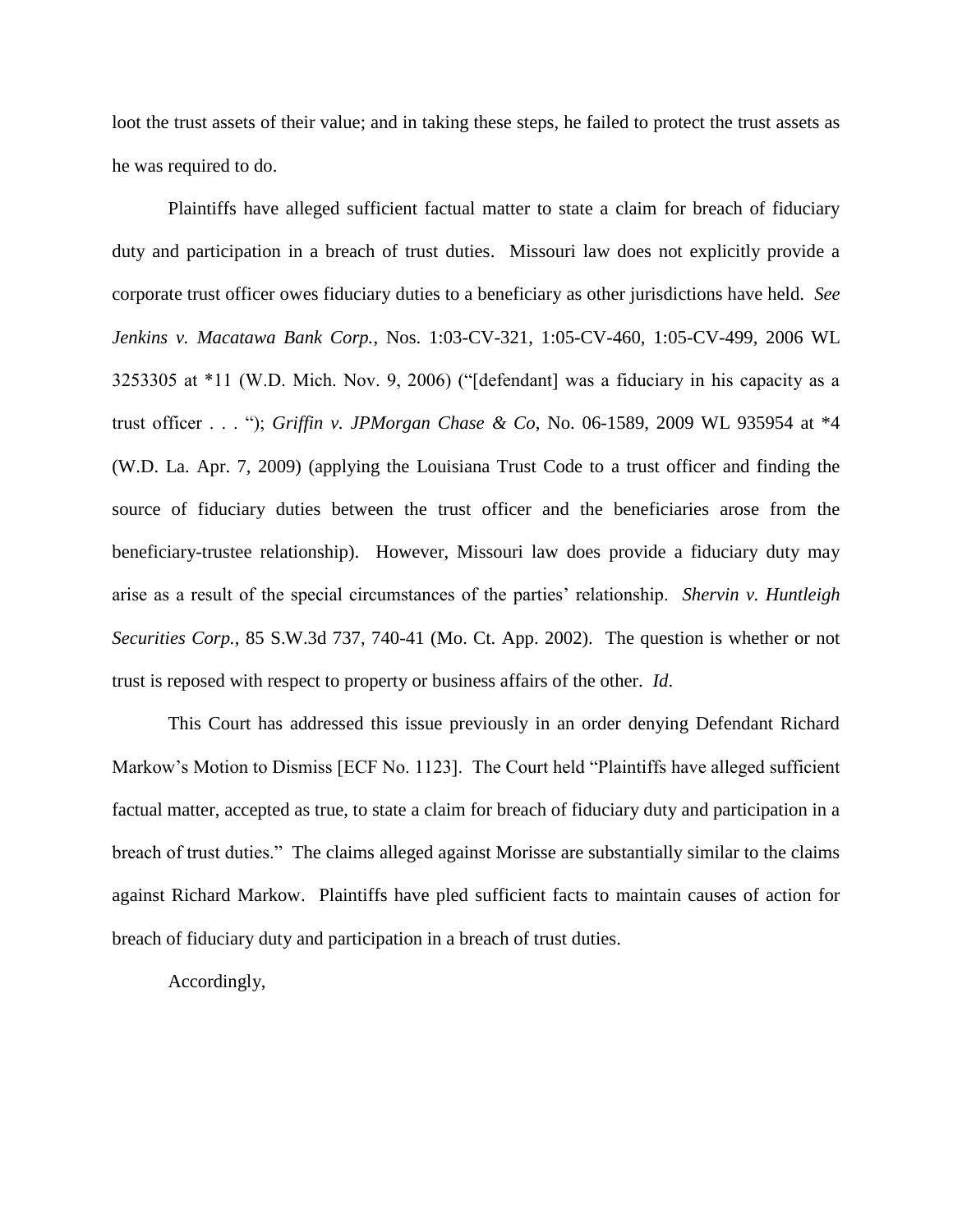loot the trust assets of their value; and in taking these steps, he failed to protect the trust assets as he was required to do.

Plaintiffs have alleged sufficient factual matter to state a claim for breach of fiduciary duty and participation in a breach of trust duties. Missouri law does not explicitly provide a corporate trust officer owes fiduciary duties to a beneficiary as other jurisdictions have held. *See Jenkins v. Macatawa Bank Corp.*, Nos. 1:03-CV-321, 1:05-CV-460, 1:05-CV-499, 2006 WL 3253305 at *11 (W.D. Mich. Nov. 9, 2006) ("[defendant] was a fiduciary in his capacity as a trust officer . . . "); *Griffin v. JPMorgan Chase & Co*, No. 06-1589, 2009 WL 935954 at *4 (W.D. La. Apr. 7, 2009) (applying the Louisiana Trust Code to a trust officer and finding the source of fiduciary duties between the trust officer and the beneficiaries arose from the beneficiary-trustee relationship). However, Missouri law does provide a fiduciary duty may arise as a result of the special circumstances of the parties' relationship. *Shervin v. Huntleigh Securities Corp.*, 85 S.W.3d 737, 740-41 (Mo. Ct. App. 2002). The question is whether or not trust is reposed with respect to property or business affairs of the other. *Id*.

This Court has addressed this issue previously in an order denying Defendant Richard Markow's Motion to Dismiss [ECF No. 1123]. The Court held "Plaintiffs have alleged sufficient factual matter, accepted as true, to state a claim for breach of fiduciary duty and participation in a breach of trust duties." The claims alleged against Morisse are substantially similar to the claims against Richard Markow. Plaintiffs have pled sufficient facts to maintain causes of action for breach of fiduciary duty and participation in a breach of trust duties.

Accordingly,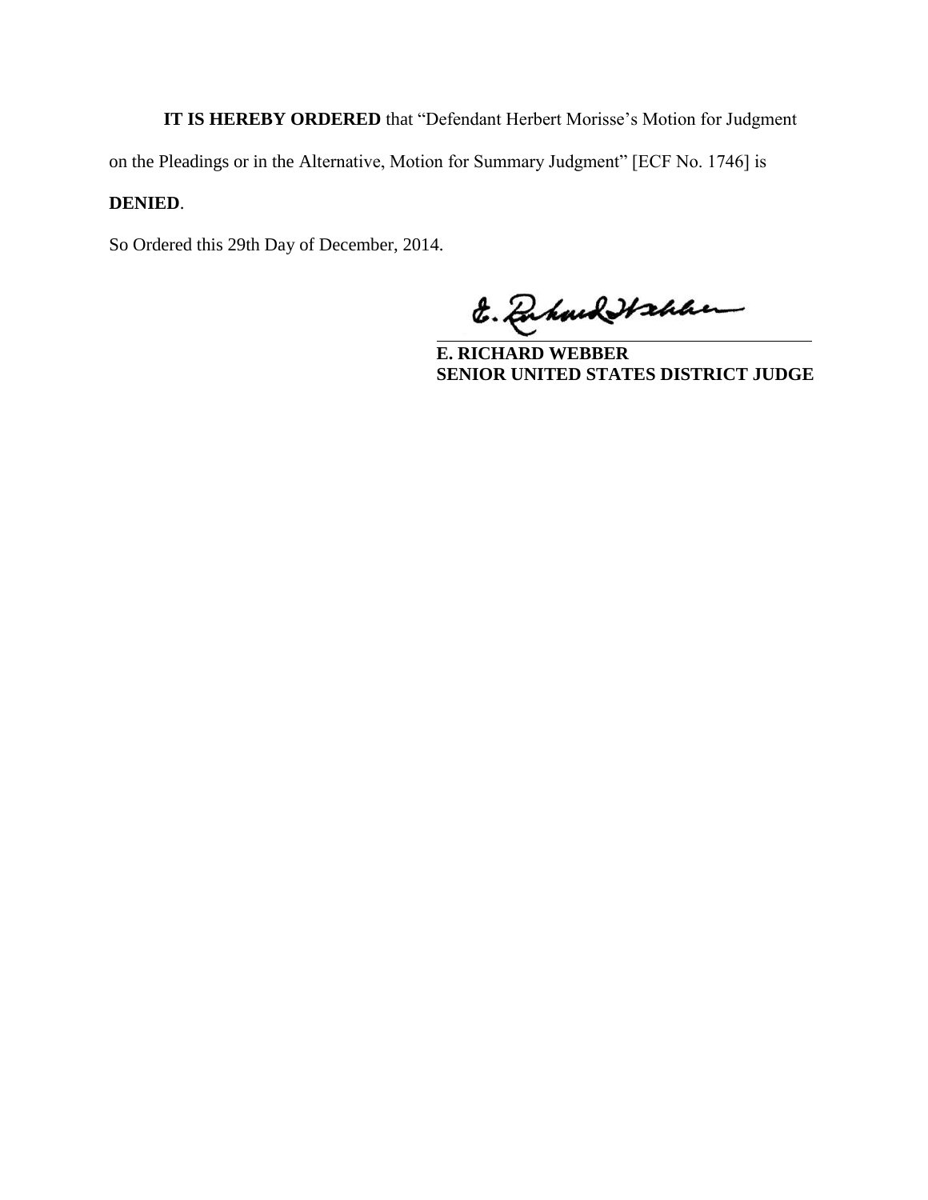**IT IS HEREBY ORDERED** that "Defendant Herbert Morisse's Motion for Judgment on the Pleadings or in the Alternative, Motion for Summary Judgment" [ECF No. 1746] is **DENIED**.

So Ordered this 29th Day of December, 2014.

**E. RICHARD WEBBER**
**SENIOR UNITED STATES DISTRICT JUDGE**